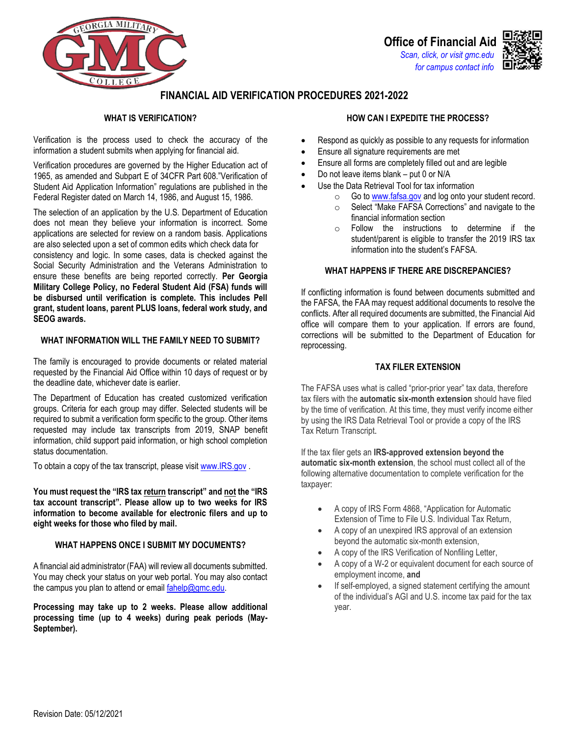**Office of Financial Aid**

*Scan, click, or visit gmc.edu for campus contact info*

# FINANCIAL AID VERIFICATION PROCEDURES 2021-2022

## WHAT IS VERIFICATION?

Verification is the process used to check the accuracy of the information a student submits when applying for financial aid.

Verification procedures are governed by the Higher Education act of 1965, as amended and Subpart E of 34CFR Part 608."Verification of Student Aid Application Information" regulations are published in the Federal Register dated on March 14, 1986, and August 15, 1986.

The selection of an application by the U.S. Department of Education does not mean they believe your information is incorrect. Some applications are selected for review on a random basis. Applications are also selected upon a set of common edits which check data for consistency and logic. In some cases, data is checked against the Social Security Administration and the Veterans Administration to ensure these benefits are being reported correctly. **Per Georgia Military College Policy, no Federal Student Aid (FSA) funds will be disbursed until verification is complete. This includes Pell grant, student loans, parent PLUS loans, federal work study, and SEOG awards.**

## WHAT INFORMATION WILL THE FAMILY NEED TO SUBMIT?

The family is encouraged to provide documents or related material requested by the Financial Aid Office within 10 days of request or by the deadline date, whichever date is earlier.

The Department of Education has created customized verification groups. Criteria for each group may differ. Selected students will be required to submit a verification form specific to the group. Other items requested may include tax transcripts from 2019, SNAP benefit information, child support paid information, or high school completion status documentation.

To obtain a copy of the tax transcript, please visit www.IRS.gov .

**You must request the "IRS tax return transcript" and not the "IRS tax account transcript". Please allow up to two weeks for IRS information to become available for electronic filers and up to eight weeks for those who filed by mail.**

## WHAT HAPPENS ONCE I SUBMIT MY DOCUMENTS?

A financial aid administrator (FAA) will review all documents submitted. You may check your status on your web portal. You may also contact the campus you plan to attend or email fahelp@gmc.edu.

**Processing may take up to 2 weeks. Please allow additional processing time (up to 4 weeks) during peak periods (May-September).**

## HOW CAN I EXPEDITE THE PROCESS?

- Respond as quickly as possible to any requests for information
- Ensure all signature requirements are met
- Ensure all forms are completely filled out and are legible
- Do not leave items blank – put 0 or N/A
- Use the Data Retrieval Tool for tax information
  - Go to www.fafsa.gov and log onto your student record.
  - Select "Make FAFSA Corrections" and navigate to the financial information section
  - Follow the instructions to determine if the student/parent is eligible to transfer the 2019 IRS tax information into the student's FAFSA.

## WHAT HAPPENS IF THERE ARE DISCREPANCIES?

If conflicting information is found between documents submitted and the FAFSA, the FAA may request additional documents to resolve the conflicts. After all required documents are submitted, the Financial Aid office will compare them to your application. If errors are found, corrections will be submitted to the Department of Education for reprocessing.

## TAX FILER EXTENSION

The FAFSA uses what is called "prior-prior year" tax data, therefore tax filers with the **automatic six-month extension** should have filed by the time of verification. At this time, they must verify income either by using the IRS Data Retrieval Tool or provide a copy of the IRS Tax Return Transcript.

If the tax filer gets an **IRS-approved extension beyond the automatic six-month extension**, the school must collect all of the following alternative documentation to complete verification for the taxpayer:

- A copy of IRS Form 4868, "Application for Automatic Extension of Time to File U.S. Individual Tax Return,
- A copy of an unexpired IRS approval of an extension beyond the automatic six-month extension,
- A copy of the IRS Verification of Nonfiling Letter,
- A copy of a W-2 or equivalent document for each source of employment income, **and**
- If self-employed, a signed statement certifying the amount of the individual's AGI and U.S. income tax paid for the tax year.

Revision Date: 05/12/2021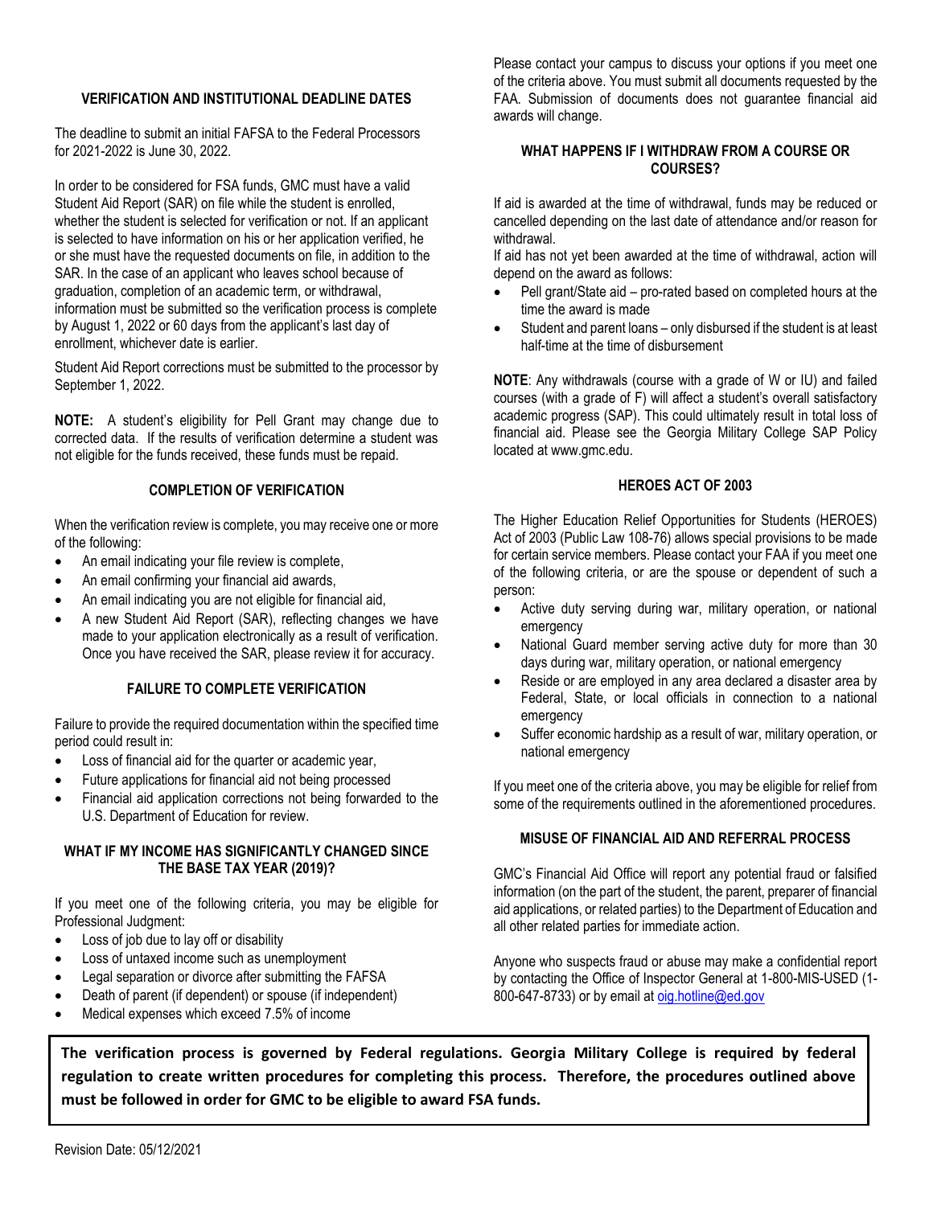### VERIFICATION AND INSTITUTIONAL DEADLINE DATES

The deadline to submit an initial FAFSA to the Federal Processors for 2021-2022 is June 30, 2022.

In order to be considered for FSA funds, GMC must have a valid Student Aid Report (SAR) on file while the student is enrolled, whether the student is selected for verification or not. If an applicant is selected to have information on his or her application verified, he or she must have the requested documents on file, in addition to the SAR. In the case of an applicant who leaves school because of graduation, completion of an academic term, or withdrawal, information must be submitted so the verification process is complete by August 1, 2022 or 60 days from the applicant's last day of enrollment, whichever date is earlier.

Student Aid Report corrections must be submitted to the processor by September 1, 2022.

**NOTE:** A student's eligibility for Pell Grant may change due to corrected data. If the results of verification determine a student was not eligible for the funds received, these funds must be repaid.

### COMPLETION OF VERIFICATION

When the verification review is complete, you may receive one or more of the following:

- An email indicating your file review is complete,
- An email confirming your financial aid awards,
- An email indicating you are not eligible for financial aid,
- A new Student Aid Report (SAR), reflecting changes we have made to your application electronically as a result of verification. Once you have received the SAR, please review it for accuracy.

### FAILURE TO COMPLETE VERIFICATION

Failure to provide the required documentation within the specified time period could result in:

- Loss of financial aid for the quarter or academic year,
- Future applications for financial aid not being processed
- Financial aid application corrections not being forwarded to the U.S. Department of Education for review.

### WHAT IF MY INCOME HAS SIGNIFICANTLY CHANGED SINCE THE BASE TAX YEAR (2019)?

If you meet one of the following criteria, you may be eligible for Professional Judgment:

- Loss of job due to lay off or disability
- Loss of untaxed income such as unemployment
- Legal separation or divorce after submitting the FAFSA
- Death of parent (if dependent) or spouse (if independent)
- Medical expenses which exceed 7.5% of income

Please contact your campus to discuss your options if you meet one of the criteria above. You must submit all documents requested by the FAA. Submission of documents does not guarantee financial aid awards will change.

### WHAT HAPPENS IF I WITHDRAW FROM A COURSE OR COURSES?

If aid is awarded at the time of withdrawal, funds may be reduced or cancelled depending on the last date of attendance and/or reason for withdrawal.

If aid has not yet been awarded at the time of withdrawal, action will depend on the award as follows:

- Pell grant/State aid – pro-rated based on completed hours at the time the award is made
- Student and parent loans – only disbursed if the student is at least half-time at the time of disbursement

**NOTE**: Any withdrawals (course with a grade of W or IU) and failed courses (with a grade of F) will affect a student's overall satisfactory academic progress (SAP). This could ultimately result in total loss of financial aid. Please see the Georgia Military College SAP Policy located at www.gmc.edu.

### HEROES ACT OF 2003

The Higher Education Relief Opportunities for Students (HEROES) Act of 2003 (Public Law 108-76) allows special provisions to be made for certain service members. Please contact your FAA if you meet one of the following criteria, or are the spouse or dependent of such a person:

- Active duty serving during war, military operation, or national emergency
- National Guard member serving active duty for more than 30 days during war, military operation, or national emergency
- Reside or are employed in any area declared a disaster area by Federal, State, or local officials in connection to a national emergency
- Suffer economic hardship as a result of war, military operation, or national emergency

If you meet one of the criteria above, you may be eligible for relief from some of the requirements outlined in the aforementioned procedures.

### MISUSE OF FINANCIAL AID AND REFERRAL PROCESS

GMC's Financial Aid Office will report any potential fraud or falsified information (on the part of the student, the parent, preparer of financial aid applications, or related parties) to the Department of Education and all other related parties for immediate action.

Anyone who suspects fraud or abuse may make a confidential report by contacting the Office of Inspector General at 1-800-MIS-USED (1-800-647-8733) or by email at oig.hotline@ed.gov

**The verification process is governed by Federal regulations. Georgia Military College is required by federal regulation to create written procedures for completing this process. Therefore, the procedures outlined above must be followed in order for GMC to be eligible to award FSA funds.**

Revision Date: 05/12/2021